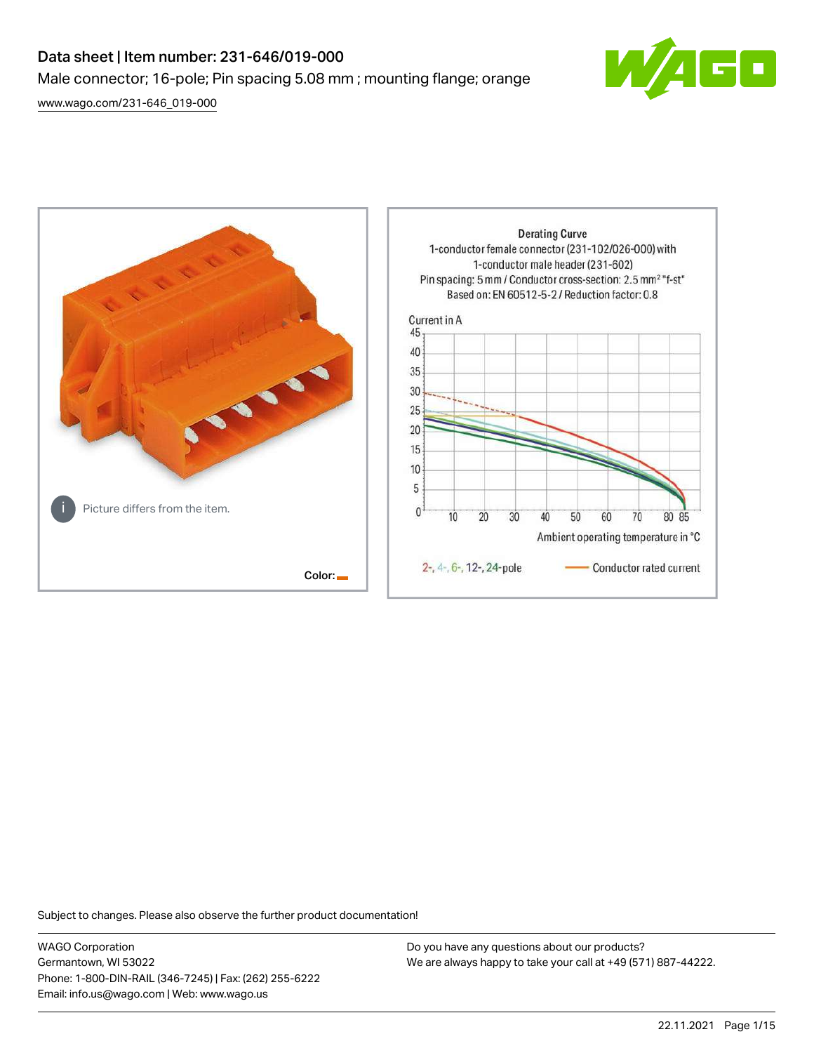# Data sheet | Item number: 231-646/019-000

Male connector; 16-pole; Pin spacing 5.08 mm ; mounting flange; orange

[www.wago.com/231-646_019-000](http://www.wago.com/231-646_019-000)

Picture differs from the item.

Color:

Derating Curve

1-conductor female connector (231-102/026-000) with 1-conductor male header (231-602)

Pin spacing: 5 mm / Conductor cross-section: 2.5 mm² "f-st"

Based on: EN 60512-5-2 / Reduction factor: 0.8

Current in A

Ambient operating temperature in °C

2-, 4-, 6-, 12-, 24-pole — Conductor rated current

Subject to changes. Please also observe the further product documentation!

WAGO Corporation
Germantown, WI 53022
Phone: 1-800-DIN-RAIL (346-7245) | Fax: (262) 255-6222
Email: info.us@wago.com | Web: www.wago.us

Do you have any questions about our products?
We are always happy to take your call at +49 (571) 887-44222.

22.11.2021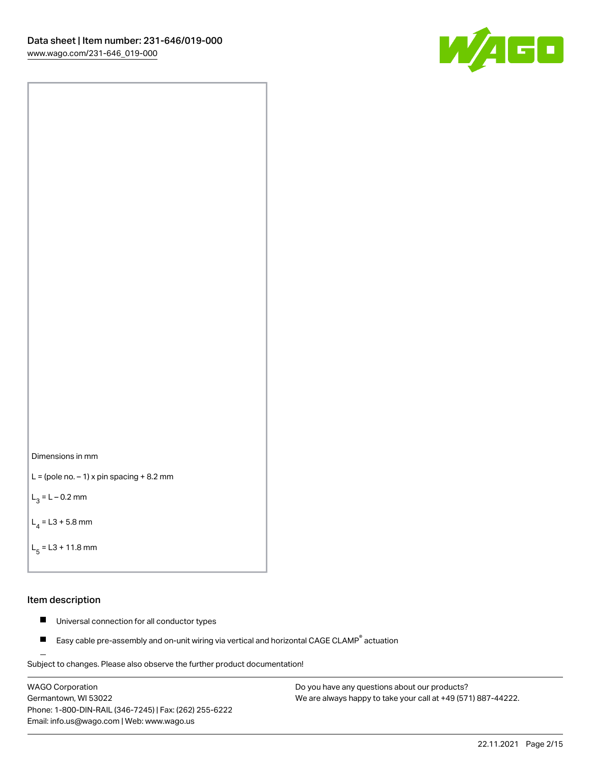Dimensions in mm

L = (pole no. – 1) x pin spacing + 8.2 mm

$L_3$ = L – 0.2 mm

$L_4$ = L3 + 5.8 mm

$L_5$ = L3 + 11.8 mm

## Item description

- Universal connection for all conductor types
- Easy cable pre-assembly and on-unit wiring via vertical and horizontal CAGE CLAMP® actuation

Subject to changes. Please also observe the further product documentation!

WAGO Corporation
Germantown, WI 53022
Phone: 1-800-DIN-RAIL (346-7245) | Fax: (262) 255-6222
Email: info.us@wago.com | Web: www.wago.us

Do you have any questions about our products?
We are always happy to take your call at +49 (571) 887-44222.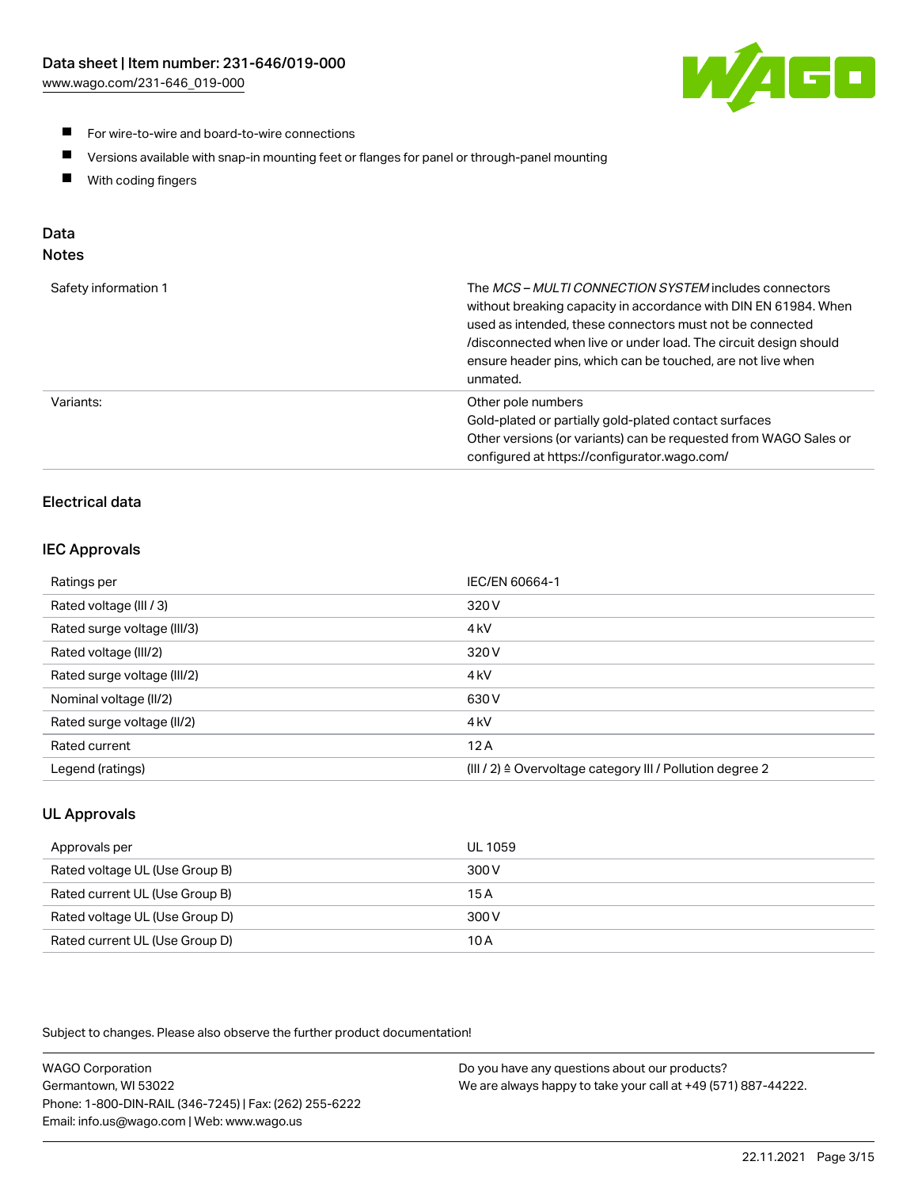- For wire-to-wire and board-to-wire connections
- Versions available with snap-in mounting feet or flanges for panel or through-panel mounting
- With coding fingers

## Data

### Notes

| | |
|---|---|
| Safety information 1 | The *MCS – MULTI CONNECTION SYSTEM* includes connectors without breaking capacity in accordance with DIN EN 61984. When used as intended, these connectors must not be connected /disconnected when live or under load. The circuit design should ensure header pins, which can be touched, are not live when unmated. |
| Variants: | Other pole numbers<br>Gold-plated or partially gold-plated contact surfaces<br>Other versions (or variants) can be requested from WAGO Sales or configured at https://configurator.wago.com/ |

## Electrical data

### IEC Approvals

| | |
|---|---|
| Ratings per | IEC/EN 60664-1 |
| Rated voltage (III / 3) | 320 V |
| Rated surge voltage (III/3) | 4 kV |
| Rated voltage (III/2) | 320 V |
| Rated surge voltage (III/2) | 4 kV |
| Nominal voltage (II/2) | 630 V |
| Rated surge voltage (II/2) | 4 kV |
| Rated current | 12 A |
| Legend (ratings) | (III / 2) ≙ Overvoltage category III / Pollution degree 2 |

### UL Approvals

| | |
|---|---|
| Approvals per | UL 1059 |
| Rated voltage UL (Use Group B) | 300 V |
| Rated current UL (Use Group B) | 15 A |
| Rated voltage UL (Use Group D) | 300 V |
| Rated current UL (Use Group D) | 10 A |

Subject to changes. Please also observe the further product documentation!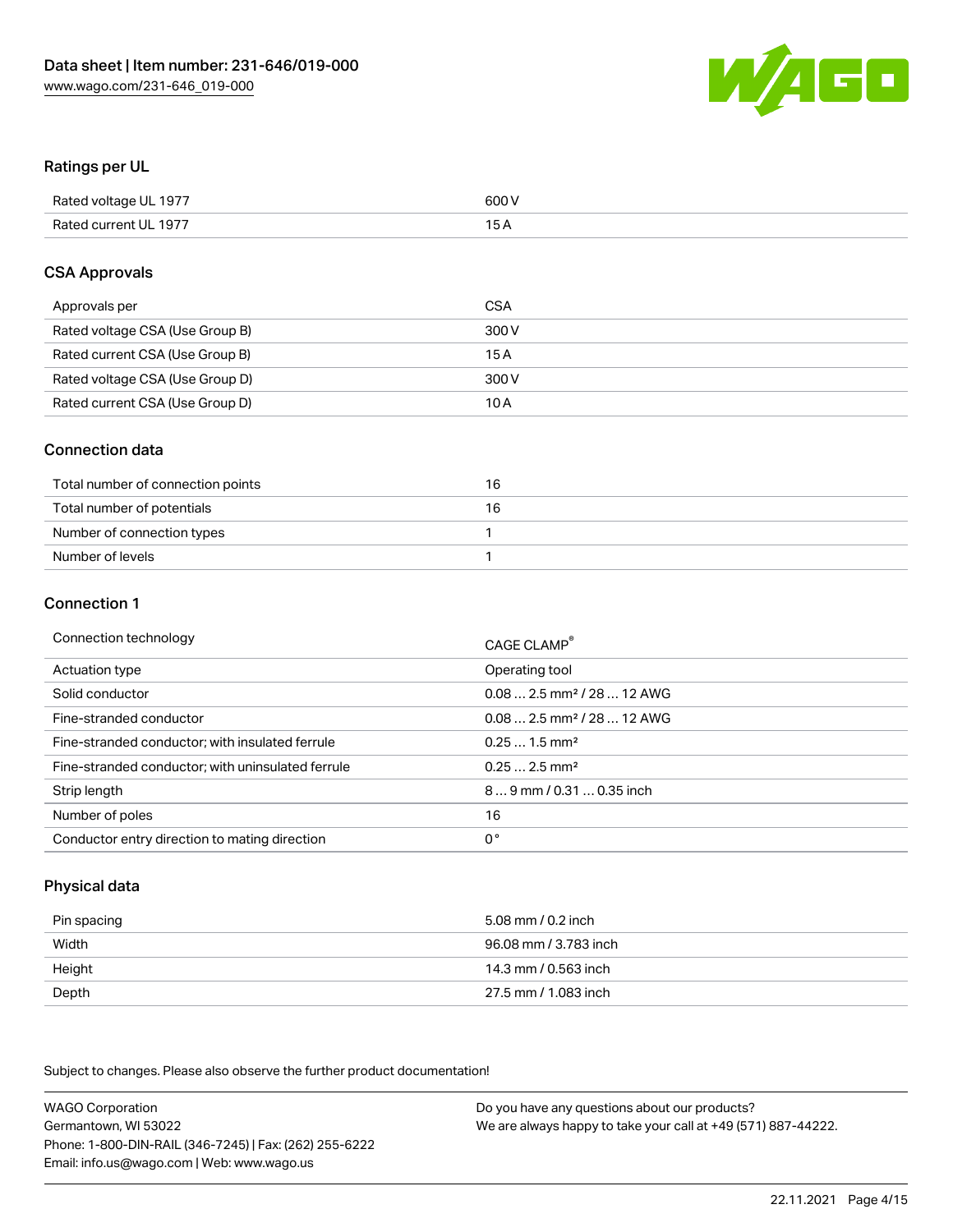## Ratings per UL

| | |
|---|---|
| Rated voltage UL 1977 | 600 V |
| Rated current UL 1977 | 15 A |

## CSA Approvals

| | |
|---|---|
| Approvals per | CSA |
| Rated voltage CSA (Use Group B) | 300 V |
| Rated current CSA (Use Group B) | 15 A |
| Rated voltage CSA (Use Group D) | 300 V |
| Rated current CSA (Use Group D) | 10 A |

## Connection data

| | |
|---|---|
| Total number of connection points | 16 |
| Total number of potentials | 16 |
| Number of connection types | 1 |
| Number of levels | 1 |

## Connection 1

| | |
|---|---|
| Connection technology | CAGE CLAMP® |
| Actuation type | Operating tool |
| Solid conductor | 0.08 … 2.5 mm² / 28 … 12 AWG |
| Fine-stranded conductor | 0.08 … 2.5 mm² / 28 … 12 AWG |
| Fine-stranded conductor; with insulated ferrule | 0.25 … 1.5 mm² |
| Fine-stranded conductor; with uninsulated ferrule | 0.25 … 2.5 mm² |
| Strip length | 8 … 9 mm / 0.31 … 0.35 inch |
| Number of poles | 16 |
| Conductor entry direction to mating direction | 0° |

## Physical data

| | |
|---|---|
| Pin spacing | 5.08 mm / 0.2 inch |
| Width | 96.08 mm / 3.783 inch |
| Height | 14.3 mm / 0.563 inch |
| Depth | 27.5 mm / 1.083 inch |

Subject to changes. Please also observe the further product documentation!

WAGO Corporation
Germantown, WI 53022
Phone: 1-800-DIN-RAIL (346-7245) | Fax: (262) 255-6222
Email: info.us@wago.com | Web: www.wago.us

Do you have any questions about our products?
We are always happy to take your call at +49 (571) 887-44222.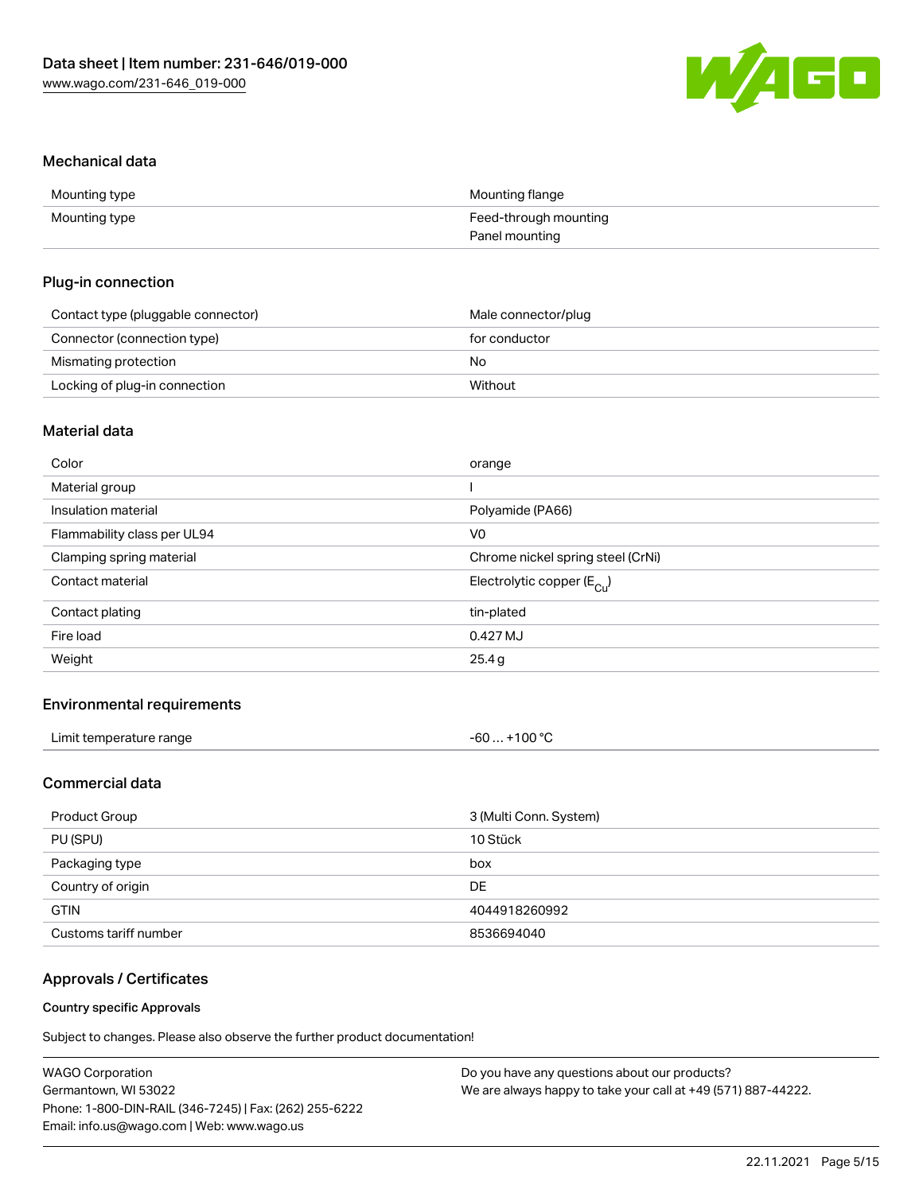## Mechanical data

| | |
|---|---|
| Mounting type | Mounting flange |
| Mounting type | Feed-through mounting<br>Panel mounting |

## Plug-in connection

| | |
|---|---|
| Contact type (pluggable connector) | Male connector/plug |
| Connector (connection type) | for conductor |
| Mismating protection | No |
| Locking of plug-in connection | Without |

## Material data

| | |
|---|---|
| Color | orange |
| Material group | I |
| Insulation material | Polyamide (PA66) |
| Flammability class per UL94 | V0 |
| Clamping spring material | Chrome nickel spring steel (CrNi) |
| Contact material | Electrolytic copper ($E_{Cu}$) |
| Contact plating | tin-plated |
| Fire load | 0.427 MJ |
| Weight | 25.4 g |

## Environmental requirements

| | |
|---|---|
| Limit temperature range | -60 … +100 °C |

## Commercial data

| | |
|---|---|
| Product Group | 3 (Multi Conn. System) |
| PU (SPU) | 10 Stück |
| Packaging type | box |
| Country of origin | DE |
| GTIN | 4044918260992 |
| Customs tariff number | 8536694040 |

## Approvals / Certificates

### Country specific Approvals

Subject to changes. Please also observe the further product documentation!

WAGO Corporation
Germantown, WI 53022
Phone: 1-800-DIN-RAIL (346-7245) | Fax: (262) 255-6222
Email: info.us@wago.com | Web: www.wago.us

Do you have any questions about our products?
We are always happy to take your call at +49 (571) 887-44222.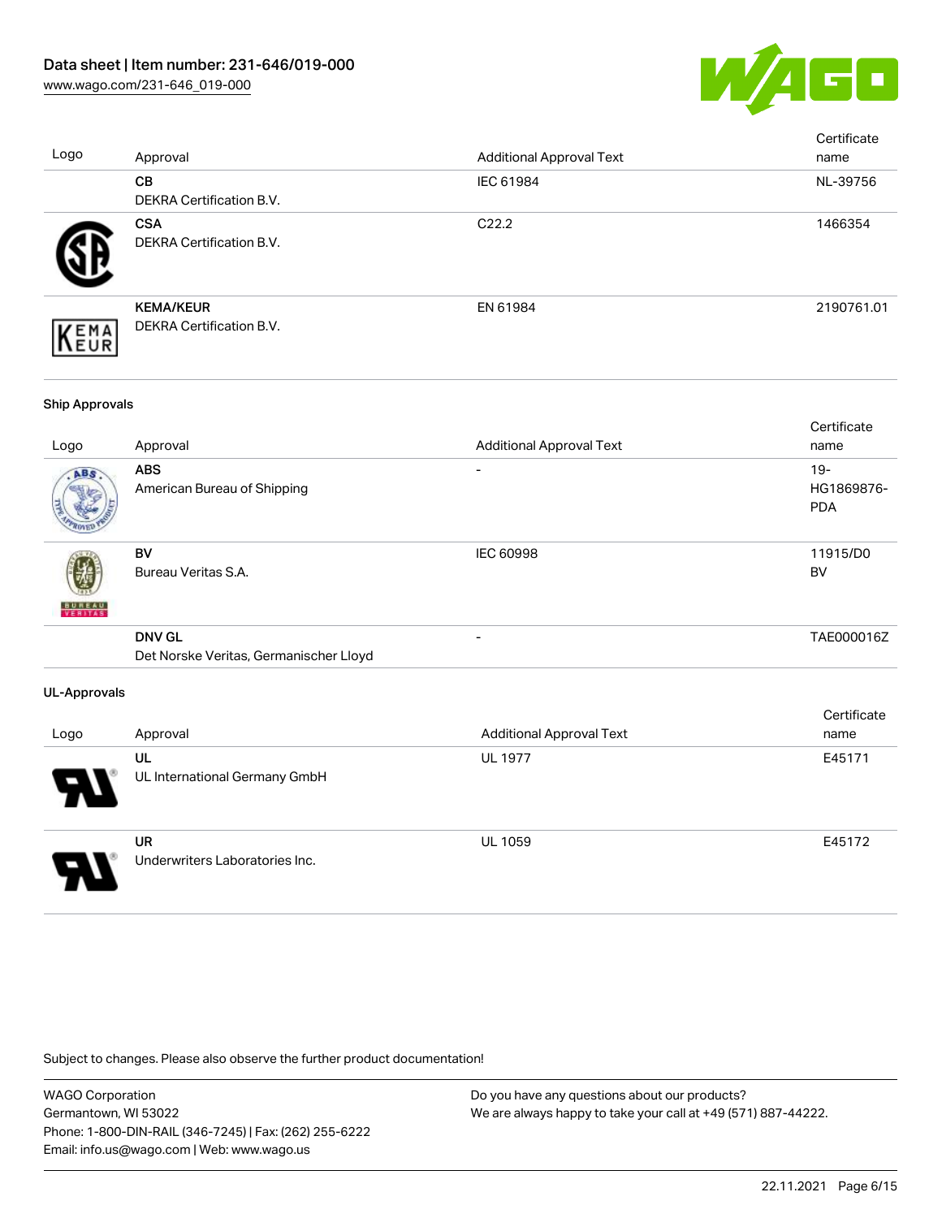| Logo | Approval | Additional Approval Text | Certificate name |
| --- | --- | --- | --- |
| | **CB**<br>DEKRA Certification B.V. | IEC 61984 | NL-39756 |
| | **CSA**<br>DEKRA Certification B.V. | C22.2 | 1466354 |
| | **KEMA/KEUR**<br>DEKRA Certification B.V. | EN 61984 | 2190761.01 |

**Ship Approvals**

| Logo | Approval | Additional Approval Text | Certificate name |
| --- | --- | --- | --- |
| | **ABS**<br>American Bureau of Shipping | - | 19-HG1869876-PDA |
| | **BV**<br>Bureau Veritas S.A. | IEC 60998 | 11915/D0 BV |
| | **DNV GL**<br>Det Norske Veritas, Germanischer Lloyd | - | TAE000016Z |

**UL-Approvals**

| Logo | Approval | Additional Approval Text | Certificate name |
| --- | --- | --- | --- |
| | **UL**<br>UL International Germany GmbH | UL 1977 | E45171 |
| | **UR**<br>Underwriters Laboratories Inc. | UL 1059 | E45172 |

Subject to changes. Please also observe the further product documentation!

WAGO Corporation
Germantown, WI 53022
Phone: 1-800-DIN-RAIL (346-7245) | Fax: (262) 255-6222
Email: info.us@wago.com | Web: www.wago.us

Do you have any questions about our products?
We are always happy to take your call at +49 (571) 887-44222.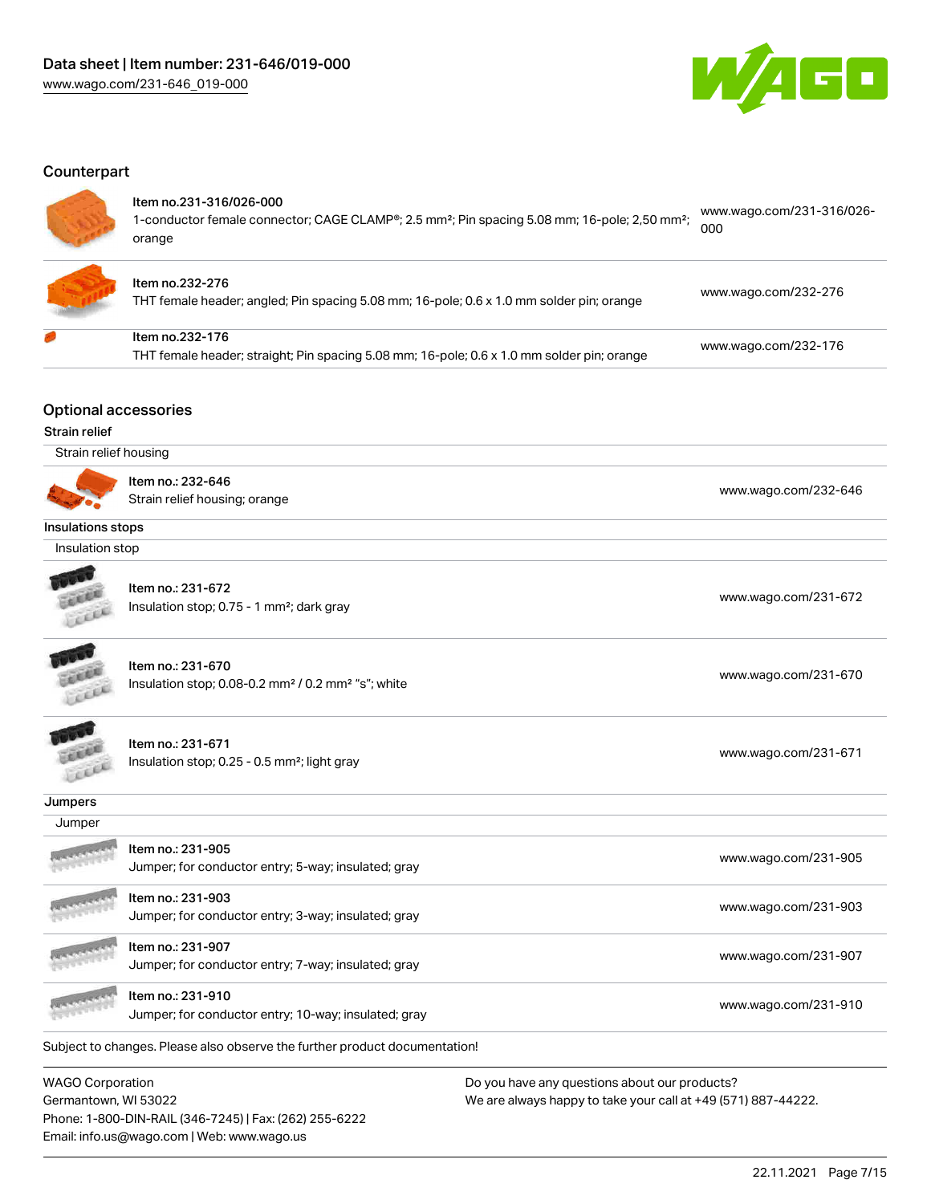## Counterpart

| | | |
|---|---|---|
| Item no.231-316/026-000<br>1-conductor female connector; CAGE CLAMP®; 2.5 mm²; Pin spacing 5.08 mm; 16-pole; 2,50 mm²; orange | www.wago.com/231-316/026-000 |
| Item no.232-276<br>THT female header; angled; Pin spacing 5.08 mm; 16-pole; 0.6 x 1.0 mm solder pin; orange | www.wago.com/232-276 |
| Item no.232-176<br>THT female header; straight; Pin spacing 5.08 mm; 16-pole; 0.6 x 1.0 mm solder pin; orange | www.wago.com/232-176 |

## Optional accessories

### Strain relief

Strain relief housing

| | |
|---|---|
| Item no.: 232-646<br>Strain relief housing; orange | www.wago.com/232-646 |

### Insulations stops

Insulation stop

| | |
|---|---|
| Item no.: 231-672<br>Insulation stop; 0.75 - 1 mm²; dark gray | www.wago.com/231-672 |
| Item no.: 231-670<br>Insulation stop; 0.08-0.2 mm² / 0.2 mm² "s"; white | www.wago.com/231-670 |
| Item no.: 231-671<br>Insulation stop; 0.25 - 0.5 mm²; light gray | www.wago.com/231-671 |

### Jumpers

Jumper

| | |
|---|---|
| Item no.: 231-905<br>Jumper; for conductor entry; 5-way; insulated; gray | www.wago.com/231-905 |
| Item no.: 231-903<br>Jumper; for conductor entry; 3-way; insulated; gray | www.wago.com/231-903 |
| Item no.: 231-907<br>Jumper; for conductor entry; 7-way; insulated; gray | www.wago.com/231-907 |
| Item no.: 231-910<br>Jumper; for conductor entry; 10-way; insulated; gray | www.wago.com/231-910 |

Subject to changes. Please also observe the further product documentation!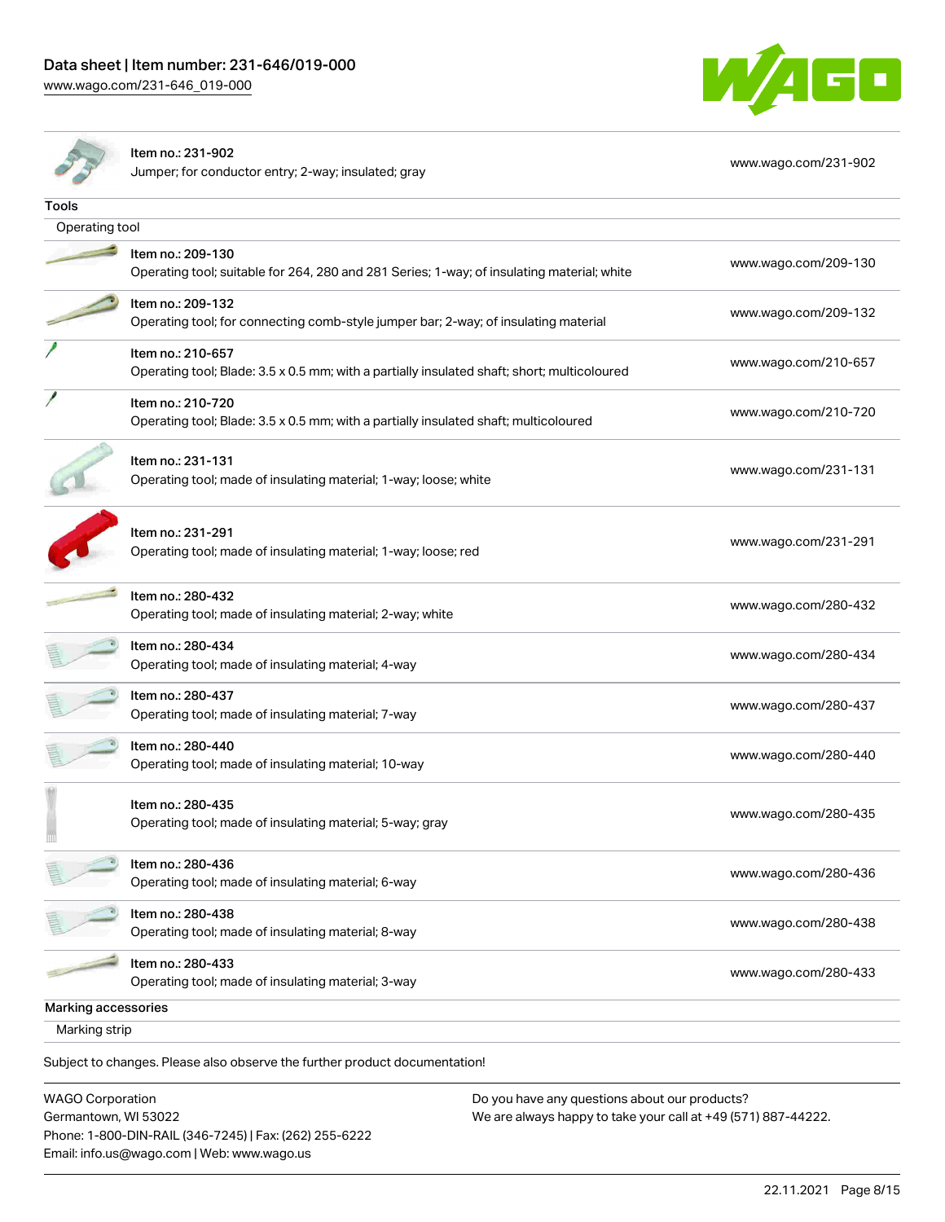| | | |
|---|---|---|
| Item no.: 231-902<br>Jumper; for conductor entry; 2-way; insulated; gray | | www.wago.com/231-902 |

**Tools**

Operating tool

| Item | URL |
|---|---|
| Item no.: 209-130<br>Operating tool; suitable for 264, 280 and 281 Series; 1-way; of insulating material; white | www.wago.com/209-130 |
| Item no.: 209-132<br>Operating tool; for connecting comb-style jumper bar; 2-way; of insulating material | www.wago.com/209-132 |
| Item no.: 210-657<br>Operating tool; Blade: 3.5 x 0.5 mm; with a partially insulated shaft; short; multicoloured | www.wago.com/210-657 |
| Item no.: 210-720<br>Operating tool; Blade: 3.5 x 0.5 mm; with a partially insulated shaft; multicoloured | www.wago.com/210-720 |
| Item no.: 231-131<br>Operating tool; made of insulating material; 1-way; loose; white | www.wago.com/231-131 |
| Item no.: 231-291<br>Operating tool; made of insulating material; 1-way; loose; red | www.wago.com/231-291 |
| Item no.: 280-432<br>Operating tool; made of insulating material; 2-way; white | www.wago.com/280-432 |
| Item no.: 280-434<br>Operating tool; made of insulating material; 4-way | www.wago.com/280-434 |
| Item no.: 280-437<br>Operating tool; made of insulating material; 7-way | www.wago.com/280-437 |
| Item no.: 280-440<br>Operating tool; made of insulating material; 10-way | www.wago.com/280-440 |
| Item no.: 280-435<br>Operating tool; made of insulating material; 5-way; gray | www.wago.com/280-435 |
| Item no.: 280-436<br>Operating tool; made of insulating material; 6-way | www.wago.com/280-436 |
| Item no.: 280-438<br>Operating tool; made of insulating material; 8-way | www.wago.com/280-438 |
| Item no.: 280-433<br>Operating tool; made of insulating material; 3-way | www.wago.com/280-433 |

**Marking accessories**

Marking strip

Subject to changes. Please also observe the further product documentation!

WAGO Corporation
Germantown, WI 53022
Phone: 1-800-DIN-RAIL (346-7245) | Fax: (262) 255-6222
Email: info.us@wago.com | Web: www.wago.us

Do you have any questions about our products?
We are always happy to take your call at +49 (571) 887-44222.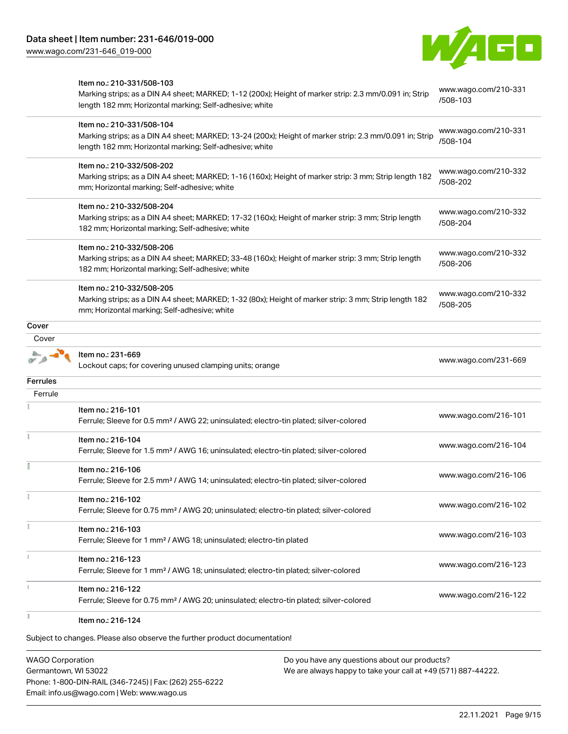| | | |
|---|---|---|
| | Item no.: 210-331/508-103<br>Marking strips; as a DIN A4 sheet; MARKED; 1-12 (200x); Height of marker strip: 2.3 mm/0.091 in; Strip length 182 mm; Horizontal marking; Self-adhesive; white | www.wago.com/210-331/508-103 |
| | Item no.: 210-331/508-104<br>Marking strips; as a DIN A4 sheet; MARKED; 13-24 (200x); Height of marker strip: 2.3 mm/0.091 in; Strip length 182 mm; Horizontal marking; Self-adhesive; white | www.wago.com/210-331/508-104 |
| | Item no.: 210-332/508-202<br>Marking strips; as a DIN A4 sheet; MARKED; 1-16 (160x); Height of marker strip: 3 mm; Strip length 182 mm; Horizontal marking; Self-adhesive; white | www.wago.com/210-332/508-202 |
| | Item no.: 210-332/508-204<br>Marking strips; as a DIN A4 sheet; MARKED; 17-32 (160x); Height of marker strip: 3 mm; Strip length 182 mm; Horizontal marking; Self-adhesive; white | www.wago.com/210-332/508-204 |
| | Item no.: 210-332/508-206<br>Marking strips; as a DIN A4 sheet; MARKED; 33-48 (160x); Height of marker strip: 3 mm; Strip length 182 mm; Horizontal marking; Self-adhesive; white | www.wago.com/210-332/508-206 |
| | Item no.: 210-332/508-205<br>Marking strips; as a DIN A4 sheet; MARKED; 1-32 (80x); Height of marker strip: 3 mm; Strip length 182 mm; Horizontal marking; Self-adhesive; white | www.wago.com/210-332/508-205 |

**Cover**

Cover

| | | |
|---|---|---|
| | Item no.: 231-669<br>Lockout caps; for covering unused clamping units; orange | www.wago.com/231-669 |

**Ferrules**

Ferrule

| | | |
|---|---|---|
| | Item no.: 216-101<br>Ferrule; Sleeve for 0.5 mm² / AWG 22; uninsulated; electro-tin plated; silver-colored | www.wago.com/216-101 |
| | Item no.: 216-104<br>Ferrule; Sleeve for 1.5 mm² / AWG 16; uninsulated; electro-tin plated; silver-colored | www.wago.com/216-104 |
| | Item no.: 216-106<br>Ferrule; Sleeve for 2.5 mm² / AWG 14; uninsulated; electro-tin plated; silver-colored | www.wago.com/216-106 |
| | Item no.: 216-102<br>Ferrule; Sleeve for 0.75 mm² / AWG 20; uninsulated; electro-tin plated; silver-colored | www.wago.com/216-102 |
| | Item no.: 216-103<br>Ferrule; Sleeve for 1 mm² / AWG 18; uninsulated; electro-tin plated | www.wago.com/216-103 |
| | Item no.: 216-123<br>Ferrule; Sleeve for 1 mm² / AWG 18; uninsulated; electro-tin plated; silver-colored | www.wago.com/216-123 |
| | Item no.: 216-122<br>Ferrule; Sleeve for 0.75 mm² / AWG 20; uninsulated; electro-tin plated; silver-colored | www.wago.com/216-122 |
| | Item no.: 216-124 | |

Subject to changes. Please also observe the further product documentation!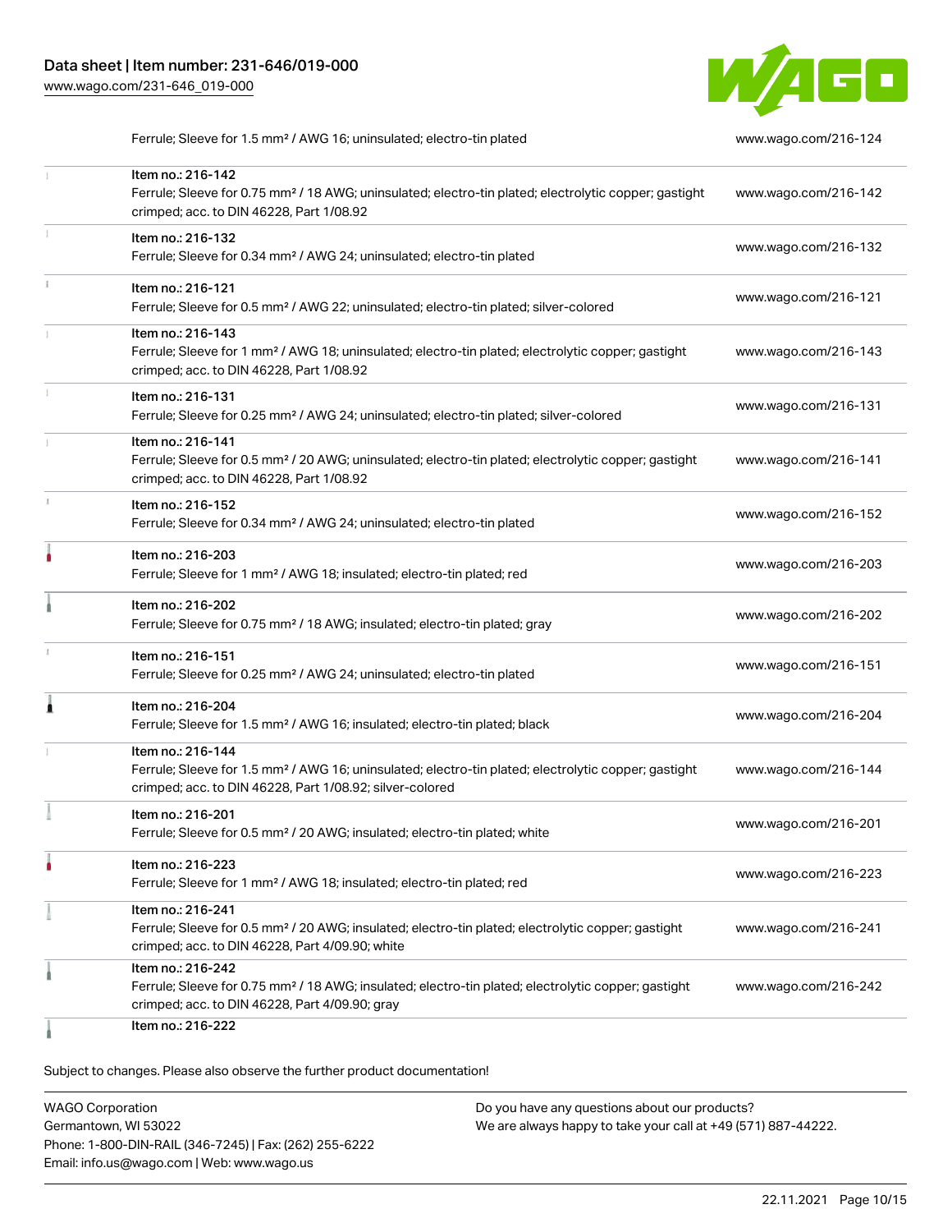| Description | Link |
| --- | --- |
| Ferrule; Sleeve for 1.5 mm² / AWG 16; uninsulated; electro-tin plated | www.wago.com/216-124 |
| Item no.: 216-142<br>Ferrule; Sleeve for 0.75 mm² / 18 AWG; uninsulated; electro-tin plated; electrolytic copper; gastight crimped; acc. to DIN 46228, Part 1/08.92 | www.wago.com/216-142 |
| Item no.: 216-132<br>Ferrule; Sleeve for 0.34 mm² / AWG 24; uninsulated; electro-tin plated | www.wago.com/216-132 |
| Item no.: 216-121<br>Ferrule; Sleeve for 0.5 mm² / AWG 22; uninsulated; electro-tin plated; silver-colored | www.wago.com/216-121 |
| Item no.: 216-143<br>Ferrule; Sleeve for 1 mm² / AWG 18; uninsulated; electro-tin plated; electrolytic copper; gastight crimped; acc. to DIN 46228, Part 1/08.92 | www.wago.com/216-143 |
| Item no.: 216-131<br>Ferrule; Sleeve for 0.25 mm² / AWG 24; uninsulated; electro-tin plated; silver-colored | www.wago.com/216-131 |
| Item no.: 216-141<br>Ferrule; Sleeve for 0.5 mm² / 20 AWG; uninsulated; electro-tin plated; electrolytic copper; gastight crimped; acc. to DIN 46228, Part 1/08.92 | www.wago.com/216-141 |
| Item no.: 216-152<br>Ferrule; Sleeve for 0.34 mm² / AWG 24; uninsulated; electro-tin plated | www.wago.com/216-152 |
| Item no.: 216-203<br>Ferrule; Sleeve for 1 mm² / AWG 18; insulated; electro-tin plated; red | www.wago.com/216-203 |
| Item no.: 216-202<br>Ferrule; Sleeve for 0.75 mm² / 18 AWG; insulated; electro-tin plated; gray | www.wago.com/216-202 |
| Item no.: 216-151<br>Ferrule; Sleeve for 0.25 mm² / AWG 24; uninsulated; electro-tin plated | www.wago.com/216-151 |
| Item no.: 216-204<br>Ferrule; Sleeve for 1.5 mm² / AWG 16; insulated; electro-tin plated; black | www.wago.com/216-204 |
| Item no.: 216-144<br>Ferrule; Sleeve for 1.5 mm² / AWG 16; uninsulated; electro-tin plated; electrolytic copper; gastight crimped; acc. to DIN 46228, Part 1/08.92; silver-colored | www.wago.com/216-144 |
| Item no.: 216-201<br>Ferrule; Sleeve for 0.5 mm² / 20 AWG; insulated; electro-tin plated; white | www.wago.com/216-201 |
| Item no.: 216-223<br>Ferrule; Sleeve for 1 mm² / AWG 18; insulated; electro-tin plated; red | www.wago.com/216-223 |
| Item no.: 216-241<br>Ferrule; Sleeve for 0.5 mm² / 20 AWG; insulated; electro-tin plated; electrolytic copper; gastight crimped; acc. to DIN 46228, Part 4/09.90; white | www.wago.com/216-241 |
| Item no.: 216-242<br>Ferrule; Sleeve for 0.75 mm² / 18 AWG; insulated; electro-tin plated; electrolytic copper; gastight crimped; acc. to DIN 46228, Part 4/09.90; gray | www.wago.com/216-242 |
| Item no.: 216-222 | |

Subject to changes. Please also observe the further product documentation!

WAGO Corporation
Germantown, WI 53022
Phone: 1-800-DIN-RAIL (346-7245) | Fax: (262) 255-6222
Email: info.us@wago.com | Web: www.wago.us

Do you have any questions about our products?
We are always happy to take your call at +49 (571) 887-44222.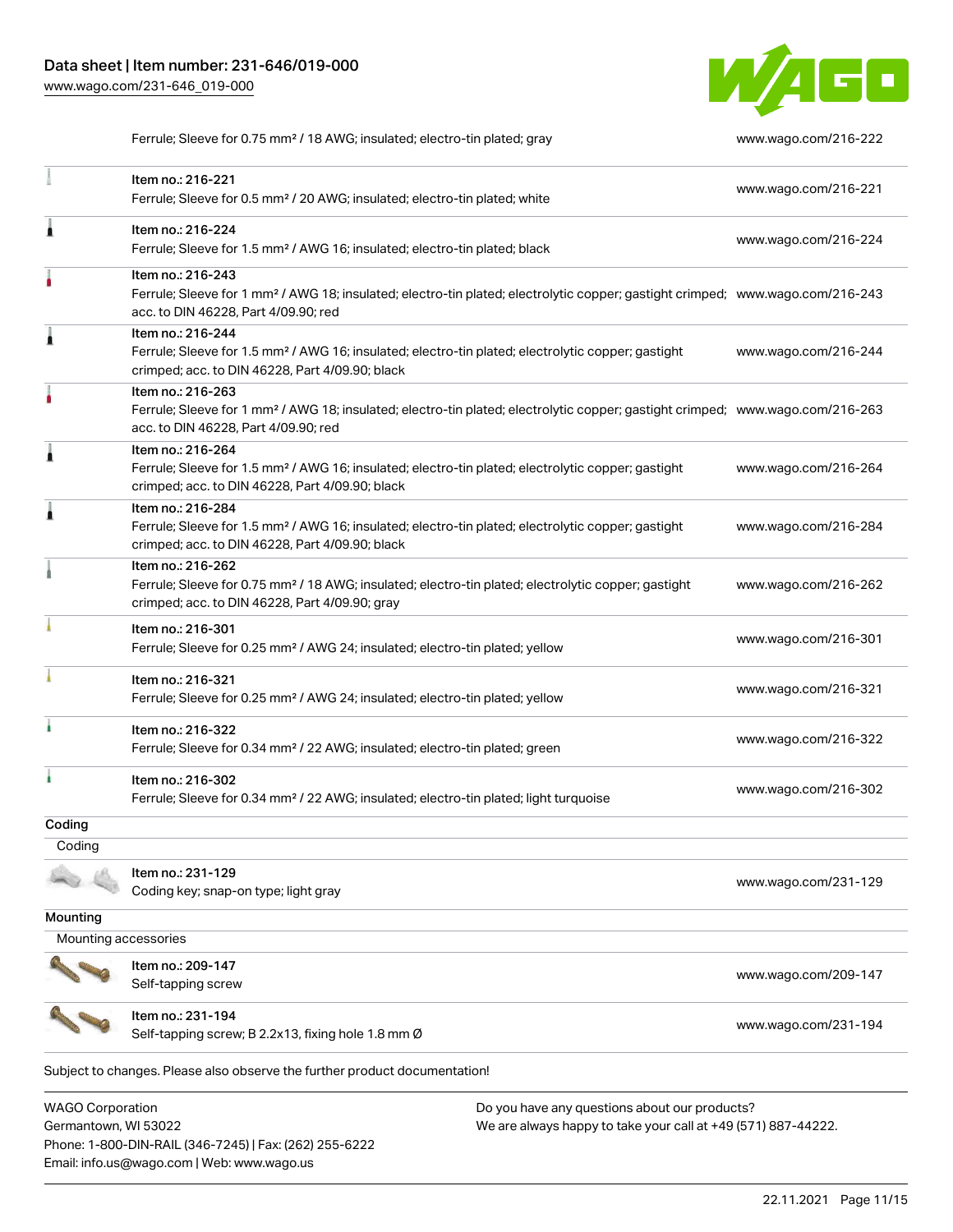| | | |
|---|---|---|
| | Ferrule; Sleeve for 0.75 mm² / 18 AWG; insulated; electro-tin plated; gray | www.wago.com/216-222 |
| | Item no.: 216-221<br>Ferrule; Sleeve for 0.5 mm² / 20 AWG; insulated; electro-tin plated; white | www.wago.com/216-221 |
| | Item no.: 216-224<br>Ferrule; Sleeve for 1.5 mm² / AWG 16; insulated; electro-tin plated; black | www.wago.com/216-224 |
| | Item no.: 216-243<br>Ferrule; Sleeve for 1 mm² / AWG 18; insulated; electro-tin plated; electrolytic copper; gastight crimped; acc. to DIN 46228, Part 4/09.90; red | www.wago.com/216-243 |
| | Item no.: 216-244<br>Ferrule; Sleeve for 1.5 mm² / AWG 16; insulated; electro-tin plated; electrolytic copper; gastight crimped; acc. to DIN 46228, Part 4/09.90; black | www.wago.com/216-244 |
| | Item no.: 216-263<br>Ferrule; Sleeve for 1 mm² / AWG 18; insulated; electro-tin plated; electrolytic copper; gastight crimped; acc. to DIN 46228, Part 4/09.90; red | www.wago.com/216-263 |
| | Item no.: 216-264<br>Ferrule; Sleeve for 1.5 mm² / AWG 16; insulated; electro-tin plated; electrolytic copper; gastight crimped; acc. to DIN 46228, Part 4/09.90; black | www.wago.com/216-264 |
| | Item no.: 216-284<br>Ferrule; Sleeve for 1.5 mm² / AWG 16; insulated; electro-tin plated; electrolytic copper; gastight crimped; acc. to DIN 46228, Part 4/09.90; black | www.wago.com/216-284 |
| | Item no.: 216-262<br>Ferrule; Sleeve for 0.75 mm² / 18 AWG; insulated; electro-tin plated; electrolytic copper; gastight crimped; acc. to DIN 46228, Part 4/09.90; gray | www.wago.com/216-262 |
| | Item no.: 216-301<br>Ferrule; Sleeve for 0.25 mm² / AWG 24; insulated; electro-tin plated; yellow | www.wago.com/216-301 |
| | Item no.: 216-321<br>Ferrule; Sleeve for 0.25 mm² / AWG 24; insulated; electro-tin plated; yellow | www.wago.com/216-321 |
| | Item no.: 216-322<br>Ferrule; Sleeve for 0.34 mm² / 22 AWG; insulated; electro-tin plated; green | www.wago.com/216-322 |
| | Item no.: 216-302<br>Ferrule; Sleeve for 0.34 mm² / 22 AWG; insulated; electro-tin plated; light turquoise | www.wago.com/216-302 |

## Coding

Coding

| | | |
|---|---|---|
| | Item no.: 231-129<br>Coding key; snap-on type; light gray | www.wago.com/231-129 |

## Mounting

Mounting accessories

| | | |
|---|---|---|
| | Item no.: 209-147<br>Self-tapping screw | www.wago.com/209-147 |
| | Item no.: 231-194<br>Self-tapping screw; B 2.2x13, fixing hole 1.8 mm Ø | www.wago.com/231-194 |

Subject to changes. Please also observe the further product documentation!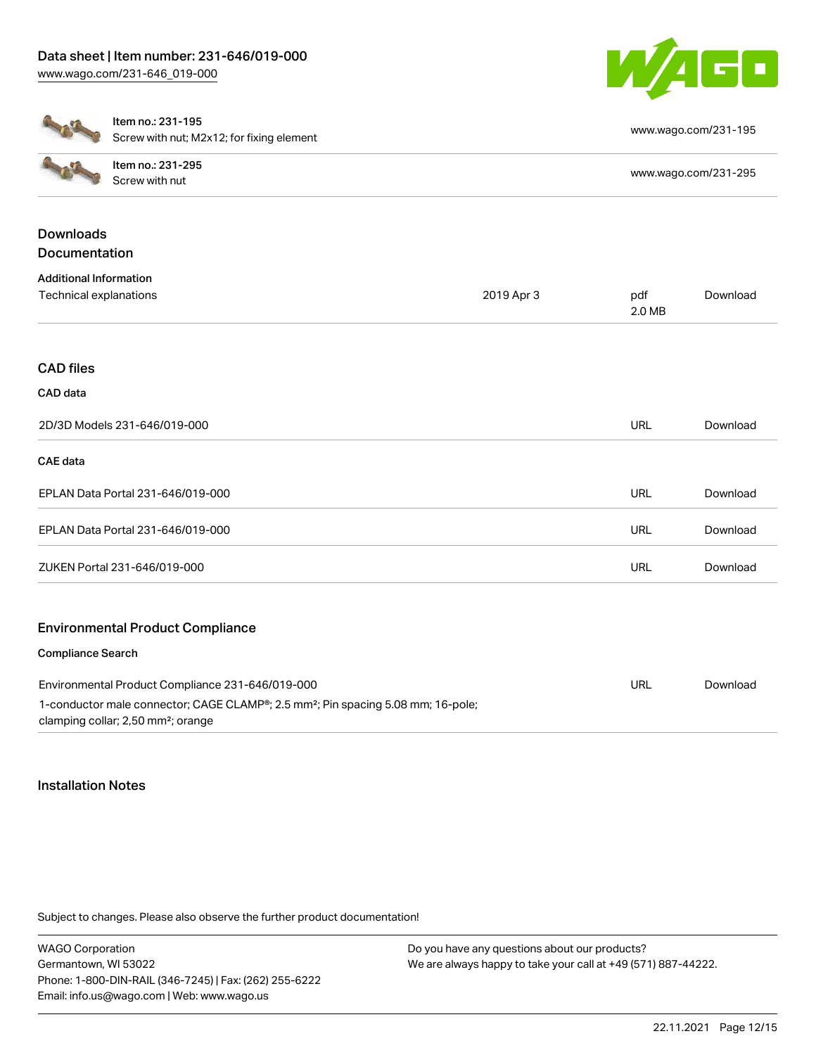| Item | Description | Link |
|---|---|---|
| Item no.: 231-195 | Screw with nut; M2x12; for fixing element | www.wago.com/231-195 |
| Item no.: 231-295 | Screw with nut | www.wago.com/231-295 |

## Downloads

### Documentation

**Additional Information**

| | | | |
|---|---|---|---|
| Technical explanations | 2019 Apr 3 | pdf 2.0 MB | Download |

### CAD files

**CAD data**

| | | |
|---|---|---|
| 2D/3D Models 231-646/019-000 | URL | Download |

**CAE data**

| | | |
|---|---|---|
| EPLAN Data Portal 231-646/019-000 | URL | Download |
| EPLAN Data Portal 231-646/019-000 | URL | Download |
| ZUKEN Portal 231-646/019-000 | URL | Download |

### Environmental Product Compliance

**Compliance Search**

| | | |
|---|---|---|
| Environmental Product Compliance 231-646/019-000<br>1-conductor male connector; CAGE CLAMP®; 2.5 mm²; Pin spacing 5.08 mm; 16-pole; clamping collar; 2,50 mm²; orange | URL | Download |

## Installation Notes

Subject to changes. Please also observe the further product documentation!

WAGO Corporation
Germantown, WI 53022
Phone: 1-800-DIN-RAIL (346-7245) | Fax: (262) 255-6222
Email: info.us@wago.com | Web: www.wago.us

Do you have any questions about our products?
We are always happy to take your call at +49 (571) 887-44222.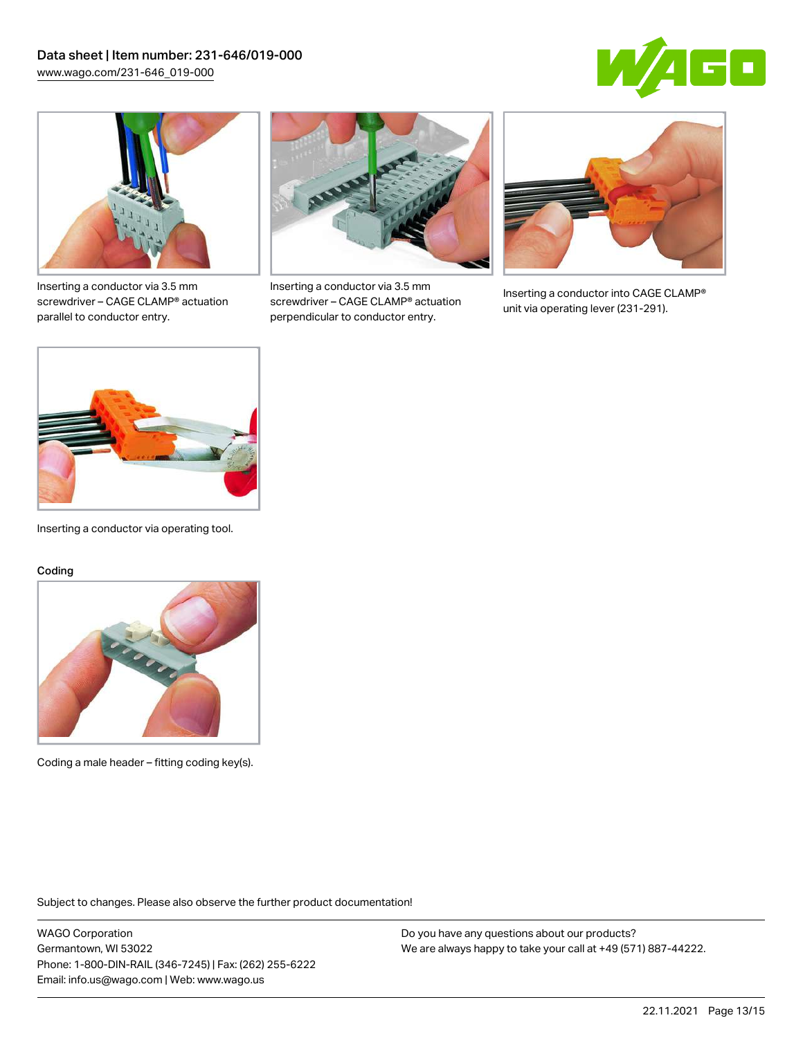Inserting a conductor via 3.5 mm screwdriver – CAGE CLAMP® actuation parallel to conductor entry.

Inserting a conductor via 3.5 mm screwdriver – CAGE CLAMP® actuation perpendicular to conductor entry.

Inserting a conductor into CAGE CLAMP® unit via operating lever (231-291).

Inserting a conductor via operating tool.

Coding

Coding a male header – fitting coding key(s).

Subject to changes. Please also observe the further product documentation!

WAGO Corporation
Germantown, WI 53022
Phone: 1-800-DIN-RAIL (346-7245) | Fax: (262) 255-6222
Email: info.us@wago.com | Web: www.wago.us

Do you have any questions about our products?
We are always happy to take your call at +49 (571) 887-44222.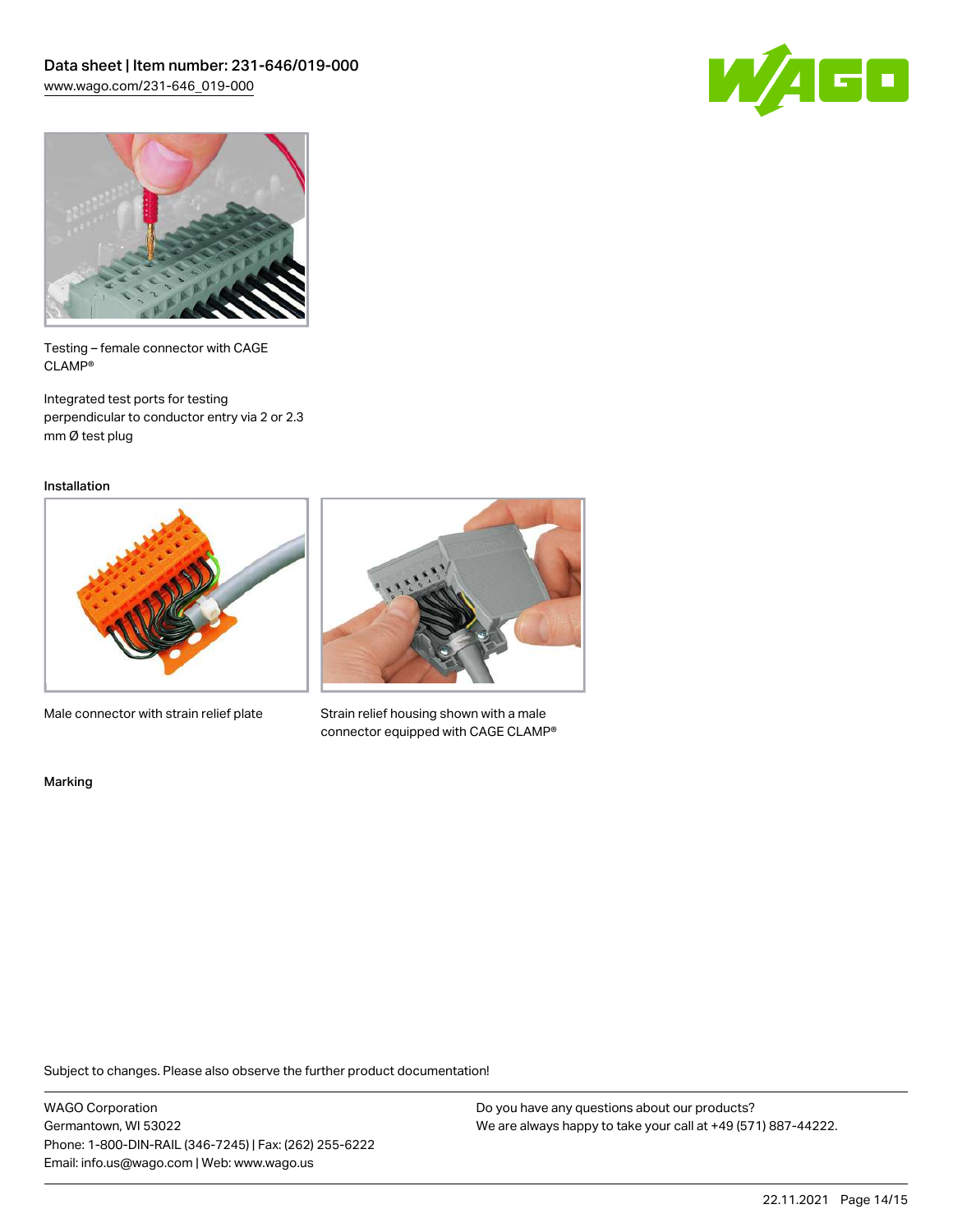Testing – female connector with CAGE CLAMP®

Integrated test ports for testing perpendicular to conductor entry via 2 or 2.3 mm Ø test plug

### Installation

Male connector with strain relief plate

Strain relief housing shown with a male connector equipped with CAGE CLAMP®

### Marking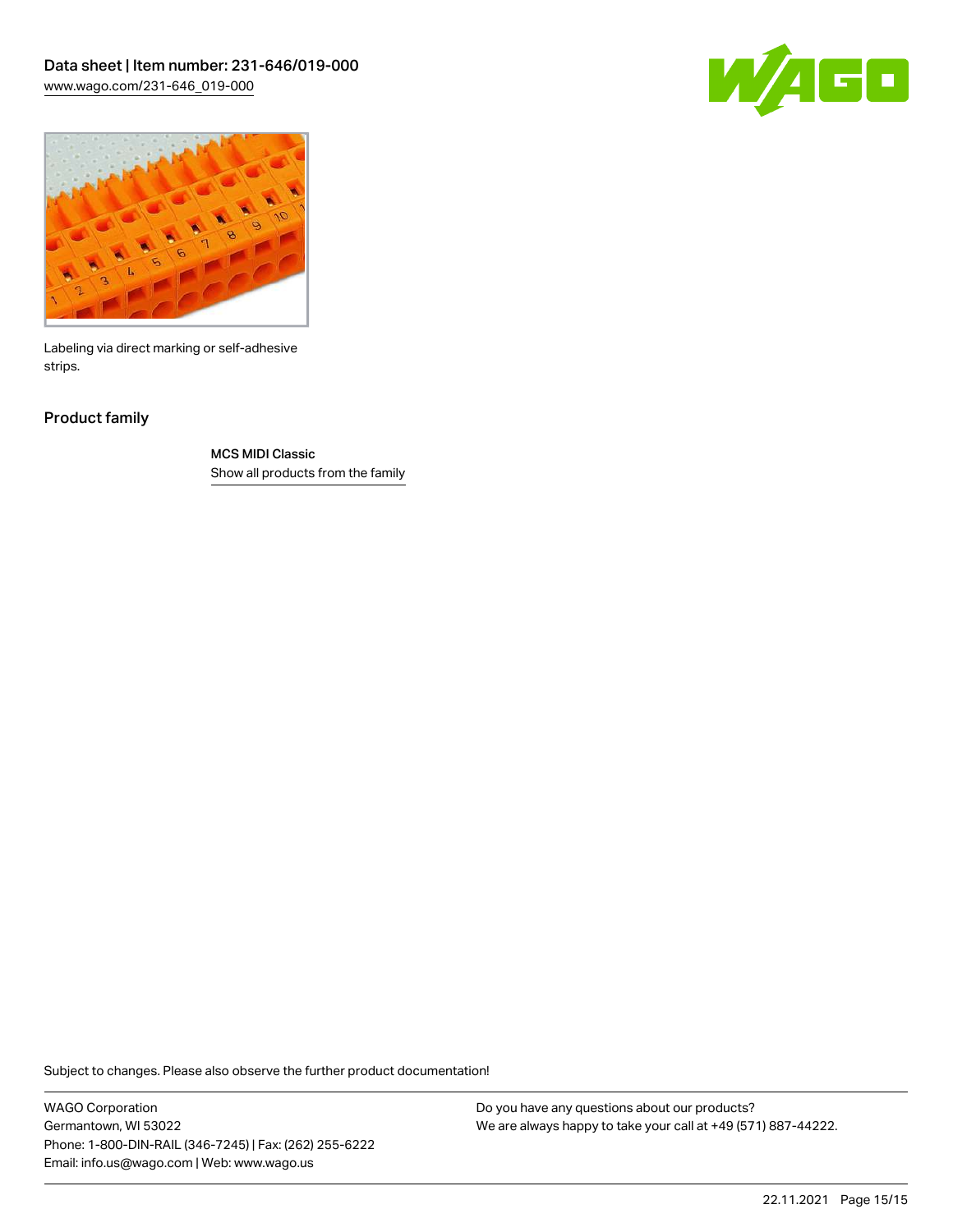Labeling via direct marking or self-adhesive strips.

## Product family

**MCS MIDI Classic**
Show all products from the family

Subject to changes. Please also observe the further product documentation!

WAGO Corporation
Germantown, WI 53022
Phone: 1-800-DIN-RAIL (346-7245) | Fax: (262) 255-6222
Email: info.us@wago.com | Web: www.wago.us

Do you have any questions about our products?
We are always happy to take your call at +49 (571) 887-44222.